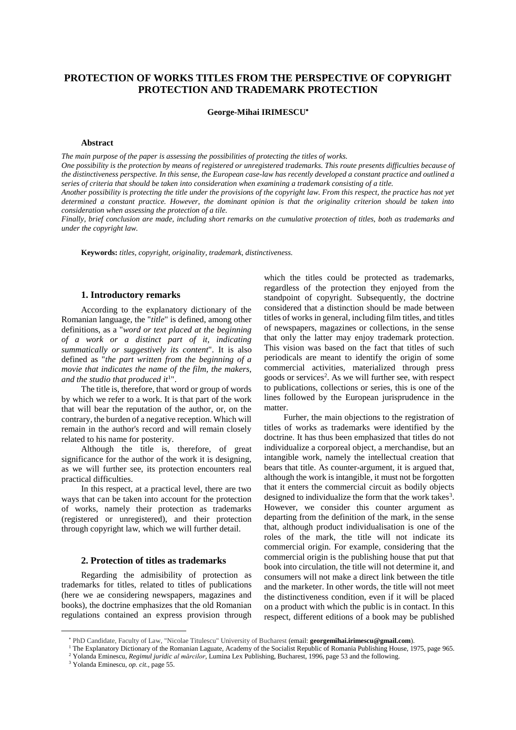# PROTECTION OF WORKS TITLES FROM THE PERSPECTIVE OF COPYRIGHT PROTECTION AND TRADEMARK PROTECTION

**George-Mihai IRIMESCU**[*]

### Abstract

*The main purpose of the paper is assessing the possibilities of protecting the titles of works.*

*One possibility is the protection by means of registered or unregistered trademarks. This route presents difficulties because of the distinctiveness perspective. In this sense, the European case-law has recently developed a constant practice and outlined a series of criteria that should be taken into consideration when examining a trademark consisting of a title.*

*Another possibility is protecting the title under the provisions of the copyright law. From this respect, the practice has not yet determined a constant practice. However, the dominant opinion is that the originality criterion should be taken into consideration when assessing the protection of a tile.*

*Finally, brief conclusion are made, including short remarks on the cumulative protection of titles, both as trademarks and under the copyright law.*

**Keywords:** *titles, copyright, originality, trademark, distinctiveness.*

## 1. Introductory remarks

According to the explanatory dictionary of the Romanian language, the "*title*" is defined, among other definitions, as a "*word or text placed at the beginning of a work or a distinct part of it, indicating summatically or suggestively its content*". It is also defined as "*the part written from the beginning of a movie that indicates the name of the film, the makers, and the studio that produced it*[1]".

The title is, therefore, that word or group of words by which we refer to a work. It is that part of the work that will bear the reputation of the author, or, on the contrary, the burden of a negative reception. Which will remain in the author's record and will remain closely related to his name for posterity.

Although the title is, therefore, of great significance for the author of the work it is designing, as we will further see, its protection encounters real practical difficulties.

In this respect, at a practical level, there are two ways that can be taken into account for the protection of works, namely their protection as trademarks (registered or unregistered), and their protection through copyright law, which we will further detail.

## 2. Protection of titles as trademarks

Regarding the admisibility of protection as trademarks for titles, related to titles of publications (here we ae considering newspapers, magazines and books), the doctrine emphasizes that the old Romanian regulations contained an express provision through which the titles could be protected as trademarks, regardless of the protection they enjoyed from the standpoint of copyright. Subsequently, the doctrine considered that a distinction should be made between titles of works in general, including film titles, and titles of newspapers, magazines or collections, in the sense that only the latter may enjoy trademark protection. This vision was based on the fact that titles of such periodicals are meant to identify the origin of some commercial activities, materialized through press goods or services[2]. As we will further see, with respect to publications, collections or series, this is one of the lines followed by the European jurisprudence in the matter.

Furher, the main objections to the registration of titles of works as trademarks were identified by the doctrine. It has thus been emphasized that titles do not individualize a corporeal object, a merchandise, but an intangible work, namely the intellectual creation that bears that title. As counter-argument, it is argued that, although the work is intangible, it must not be forgotten that it enters the commercial circuit as bodily objects designed to individualize the form that the work takes[3]. However, we consider this counter argument as departing from the definition of the mark, in the sense that, although product individualisation is one of the roles of the mark, the title will not indicate its commercial origin. For example, considering that the commercial origin is the publishing house that put that book into circulation, the title will not determine it, and consumers will not make a direct link between the title and the marketer. In other words, the title will not meet the distinctiveness condition, even if it will be placed on a product with which the public is in contact. In this respect, different editions of a book may be published

---

[*] PhD Candidate, Faculty of Law, "Nicolae Titulescu" University of Bucharest (email: **georgemihai.irimescu@gmail.com**).

[1] The Explanatory Dictionary of the Romanian Laguate, Academy of the Socialist Republic of Romania Publishing House, 1975, page 965.

[2] Yolanda Eminescu, *Regimul juridic al mărcilor*, Lumina Lex Publishing, Bucharest, 1996, page 53 and the following.

[3] Yolanda Eminescu, *op. cit.*, page 55.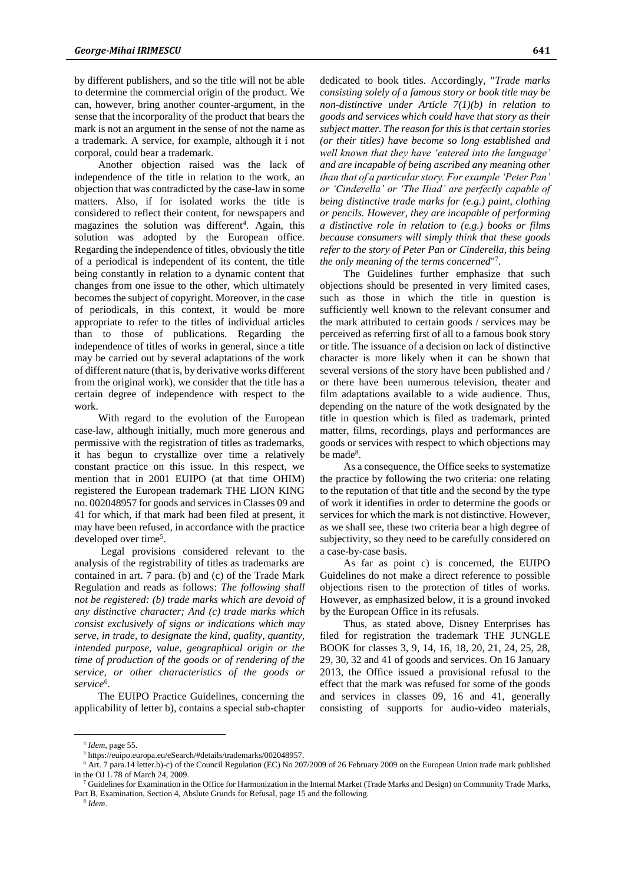by different publishers, and so the title will not be able to determine the commercial origin of the product. We can, however, bring another counter-argument, in the sense that the incorporality of the product that bears the mark is not an argument in the sense of not the name as a trademark. A service, for example, although it i not corporal, could bear a trademark.

Another objection raised was the lack of independence of the title in relation to the work, an objection that was contradicted by the case-law in some matters. Also, if for isolated works the title is considered to reflect their content, for newspapers and magazines the solution was different[4]. Again, this solution was adopted by the European office. Regarding the independence of titles, obviously the title of a periodical is independent of its content, the title being constantly in relation to a dynamic content that changes from one issue to the other, which ultimately becomes the subject of copyright. Moreover, in the case of periodicals, in this context, it would be more appropriate to refer to the titles of individual articles than to those of publications. Regarding the independence of titles of works in general, since a title may be carried out by several adaptations of the work of different nature (that is, by derivative works different from the original work), we consider that the title has a certain degree of independence with respect to the work.

With regard to the evolution of the European case-law, although initially, much more generous and permissive with the registration of titles as trademarks, it has begun to crystallize over time a relatively constant practice on this issue. In this respect, we mention that in 2001 EUIPO (at that time OHIM) registered the European trademark THE LION KING no. 002048957 for goods and services in Classes 09 and 41 for which, if that mark had been filed at present, it may have been refused, in accordance with the practice developed over time[5].

Legal provisions considered relevant to the analysis of the registrability of titles as trademarks are contained in art. 7 para. (b) and (c) of the Trade Mark Regulation and reads as follows: *The following shall not be registered: (b) trade marks which are devoid of any distinctive character; And (c) trade marks which consist exclusively of signs or indications which may serve, in trade, to designate the kind, quality, quantity, intended purpose, value, geographical origin or the time of production of the goods or of rendering of the service, or other characteristics of the goods or service*[6].

The EUIPO Practice Guidelines, concerning the applicability of letter b), contains a special sub-chapter dedicated to book titles. Accordingly, "*Trade marks consisting solely of a famous story or book title may be non-distinctive under Article 7(1)(b) in relation to goods and services which could have that story as their subject matter. The reason for this is that certain stories (or their titles) have become so long established and well known that they have 'entered into the language' and are incapable of being ascribed any meaning other than that of a particular story. For example 'Peter Pan' or 'Cinderella' or 'The Iliad' are perfectly capable of being distinctive trade marks for (e.g.) paint, clothing or pencils. However, they are incapable of performing a distinctive role in relation to (e.g.) books or films because consumers will simply think that these goods refer to the story of Peter Pan or Cinderella, this being the only meaning of the terms concerned*"[7].

The Guidelines further emphasize that such objections should be presented in very limited cases, such as those in which the title in question is sufficiently well known to the relevant consumer and the mark attributed to certain goods / services may be perceived as referring first of all to a famous book story or title. The issuance of a decision on lack of distinctive character is more likely when it can be shown that several versions of the story have been published and / or there have been numerous television, theater and film adaptations available to a wide audience. Thus, depending on the nature of the wotk designated by the title in question which is filed as trademark, printed matter, films, recordings, plays and performances are goods or services with respect to which objections may be made[8].

As a consequence, the Office seeks to systematize the practice by following the two criteria: one relating to the reputation of that title and the second by the type of work it identifies in order to determine the goods or services for which the mark is not distinctive. However, as we shall see, these two criteria bear a high degree of subjectivity, so they need to be carefully considered on a case-by-case basis.

As far as point c) is concerned, the EUIPO Guidelines do not make a direct reference to possible objections risen to the protection of titles of works. However, as emphasized below, it is a ground invoked by the European Office in its refusals.

Thus, as stated above, Disney Enterprises has filed for registration the trademark THE JUNGLE BOOK for classes 3, 9, 14, 16, 18, 20, 21, 24, 25, 28, 29, 30, 32 and 41 of goods and services. On 16 January 2013, the Office issued a provisional refusal to the effect that the mark was refused for some of the goods and services in classes 09, 16 and 41, generally consisting of supports for audio-video materials,

---

[4] *Idem*, page 55.

[5] https://euipo.europa.eu/eSearch/#details/trademarks/002048957.

[6] Art. 7 para.14 letter.b)-c) of the Council Regulation (EC) No 207/2009 of 26 February 2009 on the European Union trade mark published in the OJ L 78 of March 24, 2009.

[7] Guidelines for Examination in the Office for Harmonization in the Internal Market (Trade Marks and Design) on Community Trade Marks, Part B, Examination, Section 4, Abslute Grunds for Refusal, page 15 and the following.

[8] *Idem*.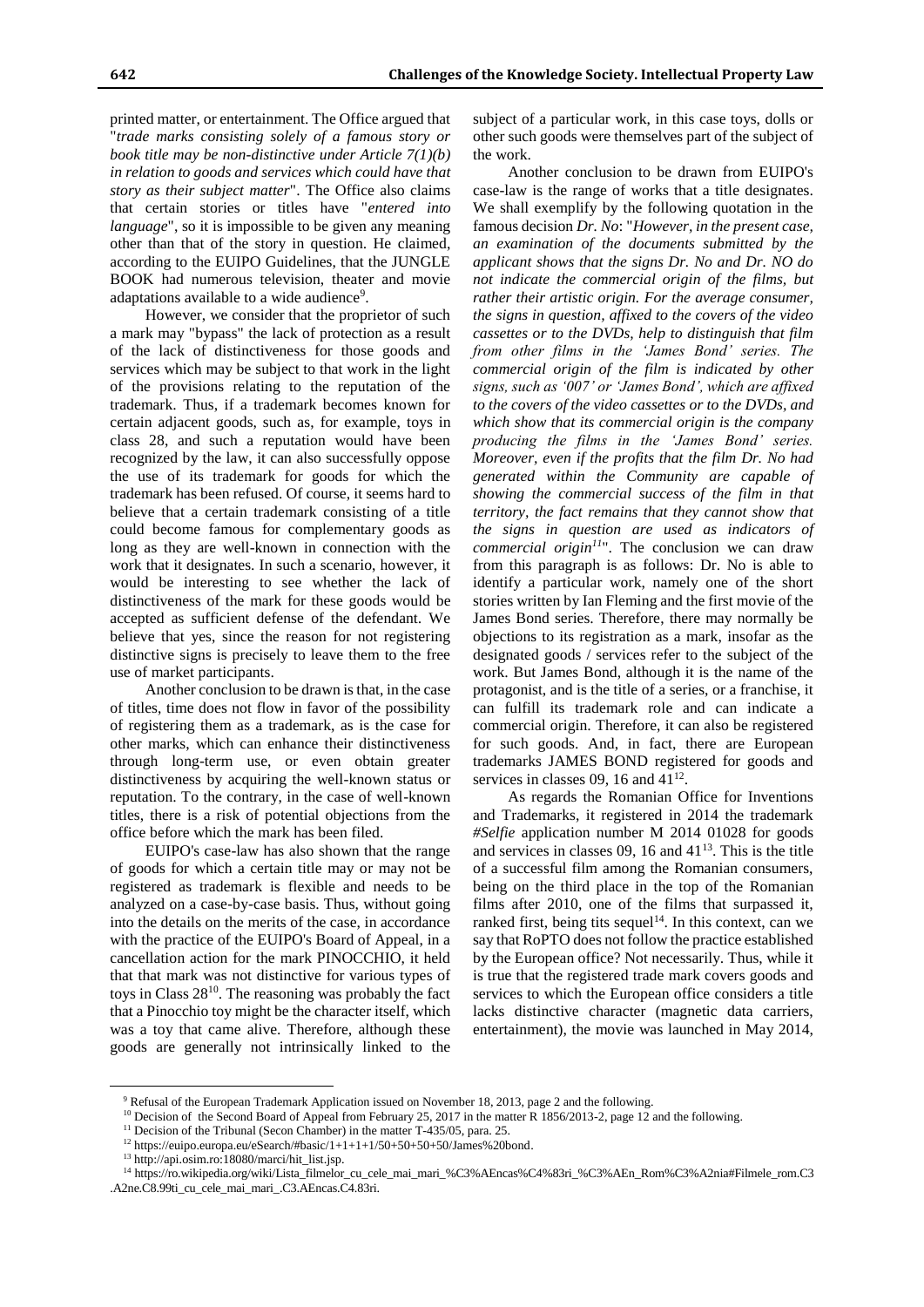printed matter, or entertainment. The Office argued that "*trade marks consisting solely of a famous story or book title may be non-distinctive under Article 7(1)(b) in relation to goods and services which could have that story as their subject matter*". The Office also claims that certain stories or titles have "*entered into language*", so it is impossible to be given any meaning other than that of the story in question. He claimed, according to the EUIPO Guidelines, that the JUNGLE BOOK had numerous television, theater and movie adaptations available to a wide audience[9].

However, we consider that the proprietor of such a mark may "bypass" the lack of protection as a result of the lack of distinctiveness for those goods and services which may be subject to that work in the light of the provisions relating to the reputation of the trademark. Thus, if a trademark becomes known for certain adjacent goods, such as, for example, toys in class 28, and such a reputation would have been recognized by the law, it can also successfully oppose the use of its trademark for goods for which the trademark has been refused. Of course, it seems hard to believe that a certain trademark consisting of a title could become famous for complementary goods as long as they are well-known in connection with the work that it designates. In such a scenario, however, it would be interesting to see whether the lack of distinctiveness of the mark for these goods would be accepted as sufficient defense of the defendant. We believe that yes, since the reason for not registering distinctive signs is precisely to leave them to the free use of market participants.

Another conclusion to be drawn is that, in the case of titles, time does not flow in favor of the possibility of registering them as a trademark, as is the case for other marks, which can enhance their distinctiveness through long-term use, or even obtain greater distinctiveness by acquiring the well-known status or reputation. To the contrary, in the case of well-known titles, there is a risk of potential objections from the office before which the mark has been filed.

EUIPO's case-law has also shown that the range of goods for which a certain title may or may not be registered as trademark is flexible and needs to be analyzed on a case-by-case basis. Thus, without going into the details on the merits of the case, in accordance with the practice of the EUIPO's Board of Appeal, in a cancellation action for the mark PINOCCHIO, it held that that mark was not distinctive for various types of toys in Class 28[10]. The reasoning was probably the fact that a Pinocchio toy might be the character itself, which was a toy that came alive. Therefore, although these goods are generally not intrinsically linked to the subject of a particular work, in this case toys, dolls or other such goods were themselves part of the subject of the work.

Another conclusion to be drawn from EUIPO's case-law is the range of works that a title designates. We shall exemplify by the following quotation in the famous decision *Dr. No*: "*However, in the present case, an examination of the documents submitted by the applicant shows that the signs Dr. No and Dr. NO do not indicate the commercial origin of the films, but rather their artistic origin. For the average consumer, the signs in question, affixed to the covers of the video cassettes or to the DVDs, help to distinguish that film from other films in the 'James Bond' series. The commercial origin of the film is indicated by other signs, such as '007' or 'James Bond', which are affixed to the covers of the video cassettes or to the DVDs, and which show that its commercial origin is the company producing the films in the 'James Bond' series. Moreover, even if the profits that the film Dr. No had generated within the Community are capable of showing the commercial success of the film in that territory, the fact remains that they cannot show that the signs in question are used as indicators of commercial origin*[11]". The conclusion we can draw from this paragraph is as follows: Dr. No is able to identify a particular work, namely one of the short stories written by Ian Fleming and the first movie of the James Bond series. Therefore, there may normally be objections to its registration as a mark, insofar as the designated goods / services refer to the subject of the work. But James Bond, although it is the name of the protagonist, and is the title of a series, or a franchise, it can fulfill its trademark role and can indicate a commercial origin. Therefore, it can also be registered for such goods. And, in fact, there are European trademarks JAMES BOND registered for goods and services in classes 09, 16 and 41[12].

As regards the Romanian Office for Inventions and Trademarks, it registered in 2014 the trademark *#Selfie* application number M 2014 01028 for goods and services in classes 09, 16 and 41[13]. This is the title of a successful film among the Romanian consumers, being on the third place in the top of the Romanian films after 2010, one of the films that surpassed it, ranked first, being tits sequel[14]. In this context, can we say that RoPTO does not follow the practice established by the European office? Not necessarily. Thus, while it is true that the registered trade mark covers goods and services to which the European office considers a title lacks distinctive character (magnetic data carriers, entertainment), the movie was launched in May 2014,

---

[9] Refusal of the European Trademark Application issued on November 18, 2013, page 2 and the following.

[10] Decision of the Second Board of Appeal from February 25, 2017 in the matter R 1856/2013-2, page 12 and the following.

[11] Decision of the Tribunal (Secon Chamber) in the matter T-435/05, para. 25.

[12] https://euipo.europa.eu/eSearch/#basic/1+1+1+1/50+50+50+50/James%20bond.

[13] http://api.osim.ro:18080/marci/hit_list.jsp.

[14] https://ro.wikipedia.org/wiki/Lista_filmelor_cu_cele_mai_mari_%C3%AEncas%C4%83ri_%C3%AEn_Rom%C3%A2nia#Filmele_rom.C3.A2ne.C8.99ti_cu_cele_mai_mari_.C3.AEncas.C4.83ri.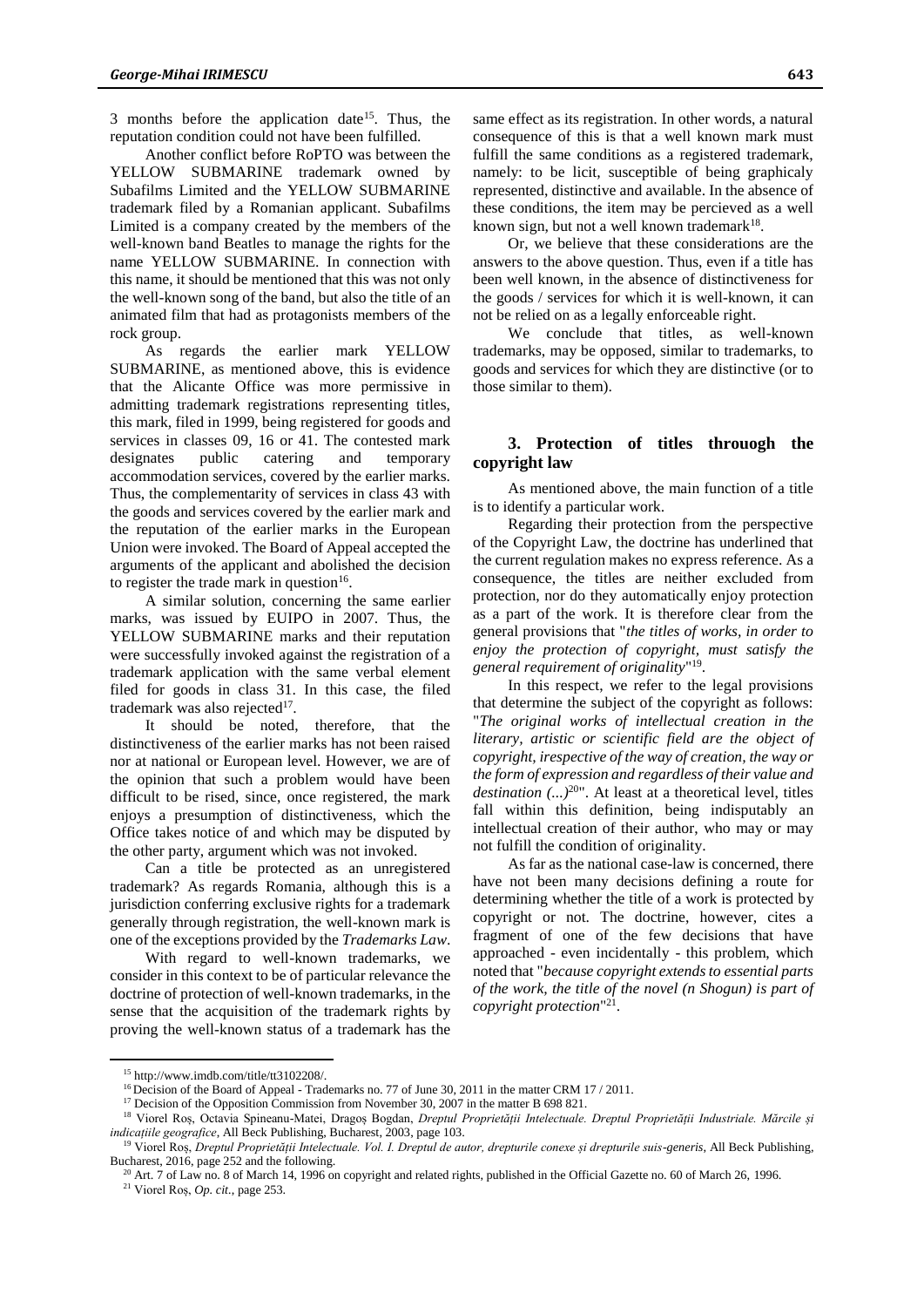3 months before the application date[15]. Thus, the reputation condition could not have been fulfilled.

Another conflict before RoPTO was between the YELLOW SUBMARINE trademark owned by Subafilms Limited and the YELLOW SUBMARINE trademark filed by a Romanian applicant. Subafilms Limited is a company created by the members of the well-known band Beatles to manage the rights for the name YELLOW SUBMARINE. In connection with this name, it should be mentioned that this was not only the well-known song of the band, but also the title of an animated film that had as protagonists members of the rock group.

As regards the earlier mark YELLOW SUBMARINE, as mentioned above, this is evidence that the Alicante Office was more permissive in admitting trademark registrations representing titles, this mark, filed in 1999, being registered for goods and services in classes 09, 16 or 41. The contested mark designates public catering and temporary accommodation services, covered by the earlier marks. Thus, the complementarity of services in class 43 with the goods and services covered by the earlier mark and the reputation of the earlier marks in the European Union were invoked. The Board of Appeal accepted the arguments of the applicant and abolished the decision to register the trade mark in question[16].

A similar solution, concerning the same earlier marks, was issued by EUIPO in 2007. Thus, the YELLOW SUBMARINE marks and their reputation were successfully invoked against the registration of a trademark application with the same verbal element filed for goods in class 31. In this case, the filed trademark was also rejected[17].

It should be noted, therefore, that the distinctiveness of the earlier marks has not been raised nor at national or European level. However, we are of the opinion that such a problem would have been difficult to be rised, since, once registered, the mark enjoys a presumption of distinctiveness, which the Office takes notice of and which may be disputed by the other party, argument which was not invoked.

Can a title be protected as an unregistered trademark? As regards Romania, although this is a jurisdiction conferring exclusive rights for a trademark generally through registration, the well-known mark is one of the exceptions provided by the *Trademarks Law*.

With regard to well-known trademarks, we consider in this context to be of particular relevance the doctrine of protection of well-known trademarks, in the sense that the acquisition of the trademark rights by proving the well-known status of a trademark has the same effect as its registration. In other words, a natural consequence of this is that a well known mark must fulfill the same conditions as a registered trademark, namely: to be licit, susceptible of being graphicaly represented, distinctive and available. In the absence of these conditions, the item may be percieved as a well known sign, but not a well known trademark[18].

Or, we believe that these considerations are the answers to the above question. Thus, even if a title has been well known, in the absence of distinctiveness for the goods / services for which it is well-known, it can not be relied on as a legally enforceable right.

We conclude that titles, as well-known trademarks, may be opposed, similar to trademarks, to goods and services for which they are distinctive (or to those similar to them).

## 3. Protection of titles throuogh the copyright law

As mentioned above, the main function of a title is to identify a particular work.

Regarding their protection from the perspective of the Copyright Law, the doctrine has underlined that the current regulation makes no express reference. As a consequence, the titles are neither excluded from protection, nor do they automatically enjoy protection as a part of the work. It is therefore clear from the general provisions that "*the titles of works, in order to enjoy the protection of copyright, must satisfy the general requirement of originality*"[19].

In this respect, we refer to the legal provisions that determine the subject of the copyright as follows: "*The original works of intellectual creation in the literary, artistic or scientific field are the object of copyright, irespective of the way of creation, the way or the form of expression and regardless of their value and destination (...)*[20]". At least at a theoretical level, titles fall within this definition, being indisputably an intellectual creation of their author, who may or may not fulfill the condition of originality.

As far as the national case-law is concerned, there have not been many decisions defining a route for determining whether the title of a work is protected by copyright or not. The doctrine, however, cites a fragment of one of the few decisions that have approached - even incidentally - this problem, which noted that "*because copyright extends to essential parts of the work, the title of the novel (n Shogun) is part of copyright protection*"[21].

---

[15] http://www.imdb.com/title/tt3102208/.

[16] Decision of the Board of Appeal - Trademarks no. 77 of June 30, 2011 in the matter CRM 17 / 2011.

[17] Decision of the Opposition Commission from November 30, 2007 in the matter B 698 821.

[18] Viorel Roș, Octavia Spineanu-Matei, Dragoș Bogdan, *Dreptul Proprietății Intelectuale. Dreptul Proprietății Industriale. Mărcile și indicațiile geografice*, All Beck Publishing, Bucharest, 2003, page 103.

[19] Viorel Roș, *Dreptul Proprietății Intelectuale. Vol. I. Dreptul de autor, drepturile conexe și drepturile suis-generis*, All Beck Publishing, Bucharest, 2016, page 252 and the following.

[20] Art. 7 of Law no. 8 of March 14, 1996 on copyright and related rights, published in the Official Gazette no. 60 of March 26, 1996.

[21] Viorel Roș, *Op. cit.*, page 253.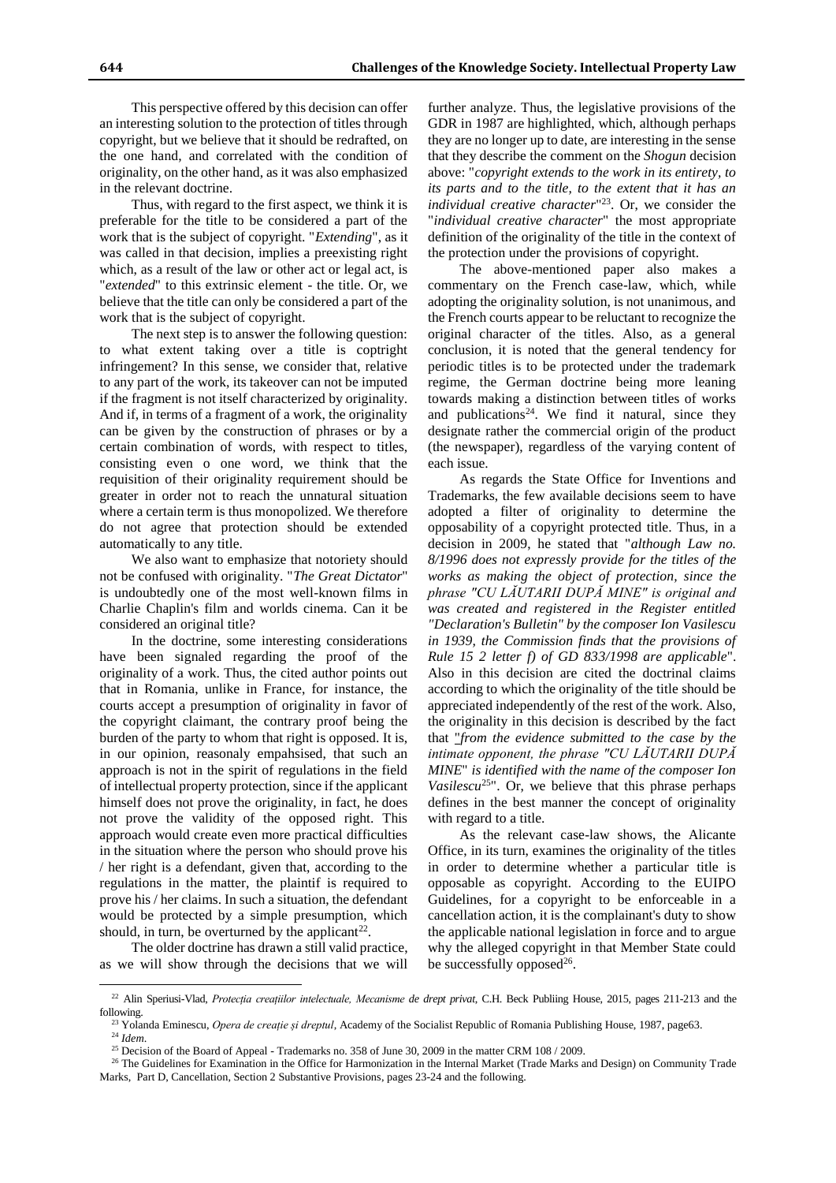This perspective offered by this decision can offer an interesting solution to the protection of titles through copyright, but we believe that it should be redrafted, on the one hand, and correlated with the condition of originality, on the other hand, as it was also emphasized in the relevant doctrine.

Thus, with regard to the first aspect, we think it is preferable for the title to be considered a part of the work that is the subject of copyright. "*Extending*", as it was called in that decision, implies a preexisting right which, as a result of the law or other act or legal act, is "*extended*" to this extrinsic element - the title. Or, we believe that the title can only be considered a part of the work that is the subject of copyright.

The next step is to answer the following question: to what extent taking over a title is coptright infringement? In this sense, we consider that, relative to any part of the work, its takeover can not be imputed if the fragment is not itself characterized by originality. And if, in terms of a fragment of a work, the originality can be given by the construction of phrases or by a certain combination of words, with respect to titles, consisting even o one word, we think that the requisition of their originality requirement should be greater in order not to reach the unnatural situation where a certain term is thus monopolized. We therefore do not agree that protection should be extended automatically to any title.

We also want to emphasize that notoriety should not be confused with originality. "*The Great Dictator*" is undoubtedly one of the most well-known films in Charlie Chaplin's film and worlds cinema. Can it be considered an original title?

In the doctrine, some interesting considerations have been signaled regarding the proof of the originality of a work. Thus, the cited author points out that in Romania, unlike in France, for instance, the courts accept a presumption of originality in favor of the copyright claimant, the contrary proof being the burden of the party to whom that right is opposed. It is, in our opinion, reasonaly empahsised, that such an approach is not in the spirit of regulations in the field of intellectual property protection, since if the applicant himself does not prove the originality, in fact, he does not prove the validity of the opposed right. This approach would create even more practical difficulties in the situation where the person who should prove his / her right is a defendant, given that, according to the regulations in the matter, the plaintif is required to prove his / her claims. In such a situation, the defendant would be protected by a simple presumption, which should, in turn, be overturned by the applicant[22].

The older doctrine has drawn a still valid practice, as we will show through the decisions that we will further analyze. Thus, the legislative provisions of the GDR in 1987 are highlighted, which, although perhaps they are no longer up to date, are interesting in the sense that they describe the comment on the *Shogun* decision above: "*copyright extends to the work in its entirety, to its parts and to the title, to the extent that it has an individual creative character*"[23]. Or, we consider the "*individual creative character*" the most appropriate definition of the originality of the title in the context of the protection under the provisions of copyright.

The above-mentioned paper also makes a commentary on the French case-law, which, while adopting the originality solution, is not unanimous, and the French courts appear to be reluctant to recognize the original character of the titles. Also, as a general conclusion, it is noted that the general tendency for periodic titles is to be protected under the trademark regime, the German doctrine being more leaning towards making a distinction between titles of works and publications[24]. We find it natural, since they designate rather the commercial origin of the product (the newspaper), regardless of the varying content of each issue.

As regards the State Office for Inventions and Trademarks, the few available decisions seem to have adopted a filter of originality to determine the opposability of a copyright protected title. Thus, in a decision in 2009, he stated that "*although Law no. 8/1996 does not expressly provide for the titles of the works as making the object of protection, since the phrase "CU LĂUTARII DUPĂ MINE" is original and was created and registered in the Register entitled "Declaration's Bulletin" by the composer Ion Vasilescu in 1939, the Commission finds that the provisions of Rule 15 2 letter f) of GD 833/1998 are applicable*". Also in this decision are cited the doctrinal claims according to which the originality of the title should be appreciated independently of the rest of the work. Also, the originality in this decision is described by the fact that "*from the evidence submitted to the case by the intimate opponent, the phrase "CU LĂUTARII DUPĂ MINE" is identified with the name of the composer Ion Vasilescu*[25]". Or, we believe that this phrase perhaps defines in the best manner the concept of originality with regard to a title.

As the relevant case-law shows, the Alicante Office, in its turn, examines the originality of the titles in order to determine whether a particular title is opposable as copyright. According to the EUIPO Guidelines, for a copyright to be enforceable in a cancellation action, it is the complainant's duty to show the applicable national legislation in force and to argue why the alleged copyright in that Member State could be successfully opposed[26].

---

[22] Alin Speriusi-Vlad, *Protecția creațiilor intelectuale, Mecanisme de drept privat*, C.H. Beck Publiing House, 2015, pages 211-213 and the following.

[23] Yolanda Eminescu, *Opera de creație și dreptul*, Academy of the Socialist Republic of Romania Publishing House, 1987, page63.

[24] *Idem*.

[25] Decision of the Board of Appeal - Trademarks no. 358 of June 30, 2009 in the matter CRM 108 / 2009.

[26] The Guidelines for Examination in the Office for Harmonization in the Internal Market (Trade Marks and Design) on Community Trade Marks, Part D, Cancellation, Section 2 Substantive Provisions, pages 23-24 and the following.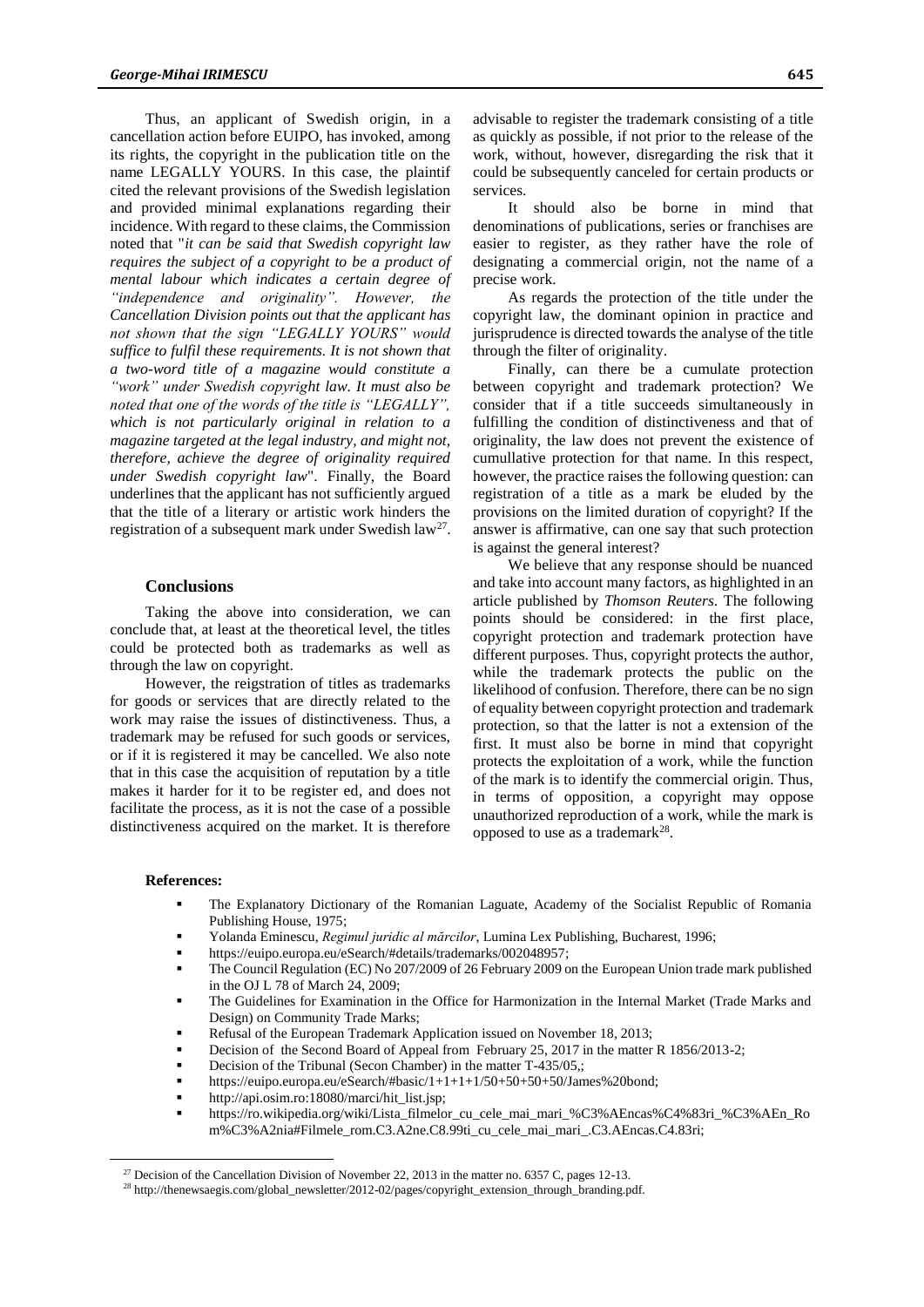Thus, an applicant of Swedish origin, in a cancellation action before EUIPO, has invoked, among its rights, the copyright in the publication title on the name LEGALLY YOURS. In this case, the plaintif cited the relevant provisions of the Swedish legislation and provided minimal explanations regarding their incidence. With regard to these claims, the Commission noted that "*it can be said that Swedish copyright law requires the subject of a copyright to be a product of mental labour which indicates a certain degree of "independence and originality". However, the Cancellation Division points out that the applicant has not shown that the sign "LEGALLY YOURS" would suffice to fulfil these requirements. It is not shown that a two-word title of a magazine would constitute a "work" under Swedish copyright law. It must also be noted that one of the words of the title is "LEGALLY", which is not particularly original in relation to a magazine targeted at the legal industry, and might not, therefore, achieve the degree of originality required under Swedish copyright law*". Finally, the Board underlines that the applicant has not sufficiently argued that the title of a literary or artistic work hinders the registration of a subsequent mark under Swedish law[27].

## Conclusions

Taking the above into consideration, we can conclude that, at least at the theoretical level, the titles could be protected both as trademarks as well as through the law on copyright.

However, the reigstration of titles as trademarks for goods or services that are directly related to the work may raise the issues of distinctiveness. Thus, a trademark may be refused for such goods or services, or if it is registered it may be cancelled. We also note that in this case the acquisition of reputation by a title makes it harder for it to be register ed, and does not facilitate the process, as it is not the case of a possible distinctiveness acquired on the market. It is therefore advisable to register the trademark consisting of a title as quickly as possible, if not prior to the release of the work, without, however, disregarding the risk that it could be subsequently canceled for certain products or services.

It should also be borne in mind that denominations of publications, series or franchises are easier to register, as they rather have the role of designating a commercial origin, not the name of a precise work.

As regards the protection of the title under the copyright law, the dominant opinion in practice and jurisprudence is directed towards the analyse of the title through the filter of originality.

Finally, can there be a cumulate protection between copyright and trademark protection? We consider that if a title succeeds simultaneously in fulfilling the condition of distinctiveness and that of originality, the law does not prevent the existence of cumullative protection for that name. In this respect, however, the practice raises the following question: can registration of a title as a mark be eluded by the provisions on the limited duration of copyright? If the answer is affirmative, can one say that such protection is against the general interest?

We believe that any response should be nuanced and take into account many factors, as highlighted in an article published by *Thomson Reuters*. The following points should be considered: in the first place, copyright protection and trademark protection have different purposes. Thus, copyright protects the author, while the trademark protects the public on the likelihood of confusion. Therefore, there can be no sign of equality between copyright protection and trademark protection, so that the latter is not a extension of the first. It must also be borne in mind that copyright protects the exploitation of a work, while the function of the mark is to identify the commercial origin. Thus, in terms of opposition, a copyright may oppose unauthorized reproduction of a work, while the mark is opposed to use as a trademark[28].

**References:**

- The Explanatory Dictionary of the Romanian Laguate, Academy of the Socialist Republic of Romania Publishing House, 1975;
- Yolanda Eminescu, *Regimul juridic al mărcilor*, Lumina Lex Publishing, Bucharest, 1996;
- https://euipo.europa.eu/eSearch/#details/trademarks/002048957;
- The Council Regulation (EC) No 207/2009 of 26 February 2009 on the European Union trade mark published in the OJ L 78 of March 24, 2009;
- The Guidelines for Examination in the Office for Harmonization in the Internal Market (Trade Marks and Design) on Community Trade Marks;
- Refusal of the European Trademark Application issued on November 18, 2013;
- Decision of the Second Board of Appeal from February 25, 2017 in the matter R 1856/2013-2;
- Decision of the Tribunal (Secon Chamber) in the matter T-435/05,;
- https://euipo.europa.eu/eSearch/#basic/1+1+1+1/50+50+50+50/James%20bond;
- http://api.osim.ro:18080/marci/hit_list.jsp;
- https://ro.wikipedia.org/wiki/Lista_filmelor_cu_cele_mai_mari_%C3%AEncas%C4%83ri_%C3%AEn_Rom%C3%A2nia#Filmele_rom.C3.A2ne.C8.99ti_cu_cele_mai_mari_.C3.AEncas.C4.83ri;

[27] Decision of the Cancellation Division of November 22, 2013 in the matter no. 6357 C, pages 12-13.

[28] http://thenewsaegis.com/global_newsletter/2012-02/pages/copyright_extension_through_branding.pdf.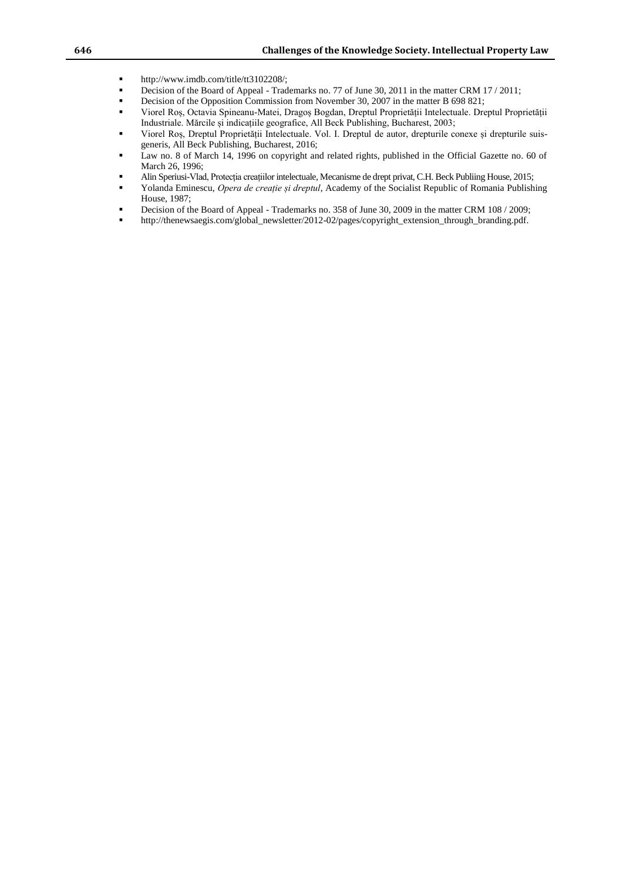- http://www.imdb.com/title/tt3102208/;
- Decision of the Board of Appeal - Trademarks no. 77 of June 30, 2011 in the matter CRM 17 / 2011;
- Decision of the Opposition Commission from November 30, 2007 in the matter B 698 821;
- Viorel Roș, Octavia Spineanu-Matei, Dragoș Bogdan, Dreptul Proprietății Intelectuale. Dreptul Proprietății Industriale. Mărcile și indicațiile geografice, All Beck Publishing, Bucharest, 2003;
- Viorel Roș, Dreptul Proprietății Intelectuale. Vol. I. Dreptul de autor, drepturile conexe și drepturile suis-generis, All Beck Publishing, Bucharest, 2016;
- Law no. 8 of March 14, 1996 on copyright and related rights, published in the Official Gazette no. 60 of March 26, 1996;
- Alin Speriusi-Vlad, Protecția creațiilor intelectuale, Mecanisme de drept privat, C.H. Beck Publiing House, 2015;
- Yolanda Eminescu, *Opera de creație și dreptul*, Academy of the Socialist Republic of Romania Publishing House, 1987;
- Decision of the Board of Appeal - Trademarks no. 358 of June 30, 2009 in the matter CRM 108 / 2009;
- http://thenewsaegis.com/global_newsletter/2012-02/pages/copyright_extension_through_branding.pdf.